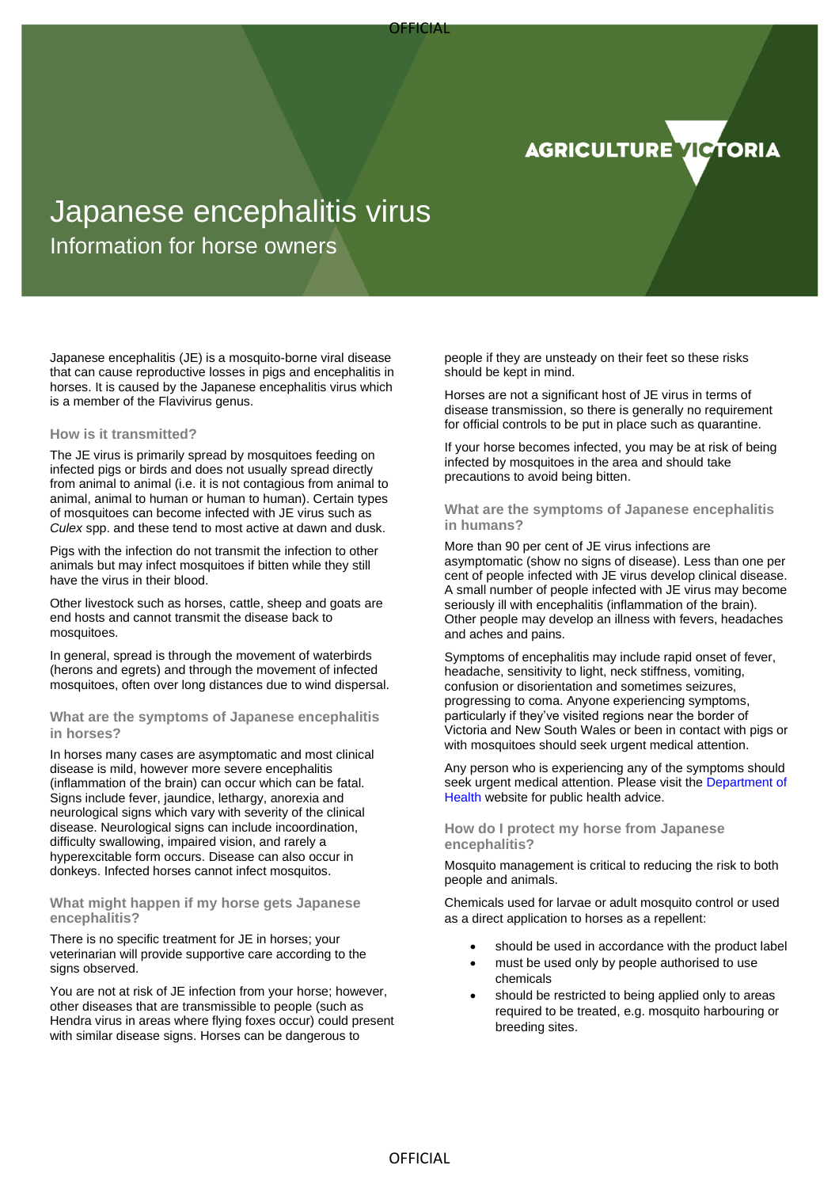# Japanese encephalitis virus

## Information for horse owners

Japanese encephalitis (JE) is a mosquito-borne viral disease that can cause reproductive losses in pigs and encephalitis in horses. It is caused by the Japanese encephalitis virus which is a member of the Flavivirus genus.

### How is it transmitted?

The JE virus is primarily spread by mosquitoes feeding on infected pigs or birds and does not usually spread directly from animal to animal (i.e. it is not contagious from animal to animal, animal to human or human to human). Certain types of mosquitoes can become infected with JE virus such as *Culex* spp. and these tend to most active at dawn and dusk.

Pigs with the infection do not transmit the infection to other animals but may infect mosquitoes if bitten while they still have the virus in their blood.

Other livestock such as horses, cattle, sheep and goats are end hosts and cannot transmit the disease back to mosquitoes.

In general, spread is through the movement of waterbirds (herons and egrets) and through the movement of infected mosquitoes, often over long distances due to wind dispersal.

### What are the symptoms of Japanese encephalitis in horses?

In horses many cases are asymptomatic and most clinical disease is mild, however more severe encephalitis (inflammation of the brain) can occur which can be fatal. Signs include fever, jaundice, lethargy, anorexia and neurological signs which vary with severity of the clinical disease. Neurological signs can include incoordination, difficulty swallowing, impaired vision, and rarely a hyperexcitable form occurs. Disease can also occur in donkeys. Infected horses cannot infect mosquitos.

### What might happen if my horse gets Japanese encephalitis?

There is no specific treatment for JE in horses; your veterinarian will provide supportive care according to the signs observed.

You are not at risk of JE infection from your horse; however, other diseases that are transmissible to people (such as Hendra virus in areas where flying foxes occur) could present with similar disease signs. Horses can be dangerous to people if they are unsteady on their feet so these risks should be kept in mind.

Horses are not a significant host of JE virus in terms of disease transmission, so there is generally no requirement for official controls to be put in place such as quarantine.

If your horse becomes infected, you may be at risk of being infected by mosquitoes in the area and should take precautions to avoid being bitten.

### What are the symptoms of Japanese encephalitis in humans?

More than 90 per cent of JE virus infections are asymptomatic (show no signs of disease). Less than one per cent of people infected with JE virus develop clinical disease. A small number of people infected with JE virus may become seriously ill with encephalitis (inflammation of the brain). Other people may develop an illness with fevers, headaches and aches and pains.

Symptoms of encephalitis may include rapid onset of fever, headache, sensitivity to light, neck stiffness, vomiting, confusion or disorientation and sometimes seizures, progressing to coma. Anyone experiencing symptoms, particularly if they've visited regions near the border of Victoria and New South Wales or been in contact with pigs or with mosquitoes should seek urgent medical attention.

Any person who is experiencing any of the symptoms should seek urgent medical attention. Please visit the Department of Health website for public health advice.

### How do I protect my horse from Japanese encephalitis?

Mosquito management is critical to reducing the risk to both people and animals.

Chemicals used for larvae or adult mosquito control or used as a direct application to horses as a repellent:

- should be used in accordance with the product label
- must be used only by people authorised to use chemicals
- should be restricted to being applied only to areas required to be treated, e.g. mosquito harbouring or breeding sites.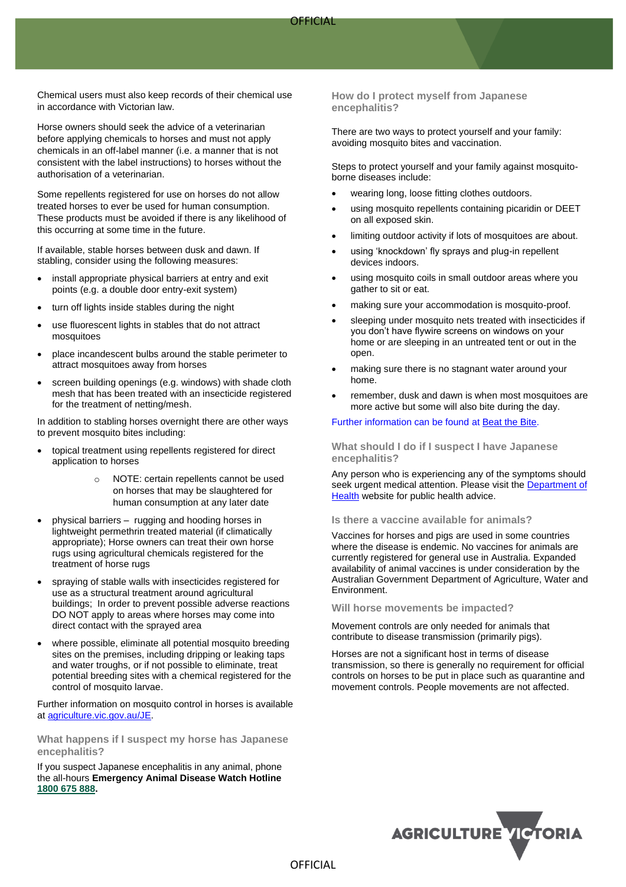Chemical users must also keep records of their chemical use in accordance with Victorian law.

Horse owners should seek the advice of a veterinarian before applying chemicals to horses and must not apply chemicals in an off-label manner (i.e. a manner that is not consistent with the label instructions) to horses without the authorisation of a veterinarian.

Some repellents registered for use on horses do not allow treated horses to ever be used for human consumption. These products must be avoided if there is any likelihood of this occurring at some time in the future.

If available, stable horses between dusk and dawn. If stabling, consider using the following measures:

- install appropriate physical barriers at entry and exit points (e.g. a double door entry-exit system)
- turn off lights inside stables during the night
- use fluorescent lights in stables that do not attract mosquitoes
- place incandescent bulbs around the stable perimeter to attract mosquitoes away from horses
- screen building openings (e.g. windows) with shade cloth mesh that has been treated with an insecticide registered for the treatment of netting/mesh.

In addition to stabling horses overnight there are other ways to prevent mosquito bites including:

- topical treatment using repellents registered for direct application to horses
    - NOTE: certain repellents cannot be used on horses that may be slaughtered for human consumption at any later date
- physical barriers – rugging and hooding horses in lightweight permethrin treated material (if climatically appropriate); Horse owners can treat their own horse rugs using agricultural chemicals registered for the treatment of horse rugs
- spraying of stable walls with insecticides registered for use as a structural treatment around agricultural buildings; In order to prevent possible adverse reactions DO NOT apply to areas where horses may come into direct contact with the sprayed area
- where possible, eliminate all potential mosquito breeding sites on the premises, including dripping or leaking taps and water troughs, or if not possible to eliminate, treat potential breeding sites with a chemical registered for the control of mosquito larvae.

Further information on mosquito control in horses is available at agriculture.vic.gov.au/JE.

### What happens if I suspect my horse has Japanese encephalitis?

If you suspect Japanese encephalitis in any animal, phone the all-hours **Emergency Animal Disease Watch Hotline 1800 675 888**.

### How do I protect myself from Japanese encephalitis?

There are two ways to protect yourself and your family: avoiding mosquito bites and vaccination.

Steps to protect yourself and your family against mosquito-borne diseases include:

- wearing long, loose fitting clothes outdoors.
- using mosquito repellents containing picaridin or DEET on all exposed skin.
- limiting outdoor activity if lots of mosquitoes are about.
- using 'knockdown' fly sprays and plug-in repellent devices indoors.
- using mosquito coils in small outdoor areas where you gather to sit or eat.
- making sure your accommodation is mosquito-proof.
- sleeping under mosquito nets treated with insecticides if you don't have flywire screens on windows on your home or are sleeping in an untreated tent or out in the open.
- making sure there is no stagnant water around your home.
- remember, dusk and dawn is when most mosquitoes are more active but some will also bite during the day.

Further information can be found at Beat the Bite.

### What should I do if I suspect I have Japanese encephalitis?

Any person who is experiencing any of the symptoms should seek urgent medical attention. Please visit the Department of Health website for public health advice.

### Is there a vaccine available for animals?

Vaccines for horses and pigs are used in some countries where the disease is endemic. No vaccines for animals are currently registered for general use in Australia. Expanded availability of animal vaccines is under consideration by the Australian Government Department of Agriculture, Water and Environment.

### Will horse movements be impacted?

Movement controls are only needed for animals that contribute to disease transmission (primarily pigs).

Horses are not a significant host in terms of disease transmission, so there is generally no requirement for official controls on horses to be put in place such as quarantine and movement controls. People movements are not affected.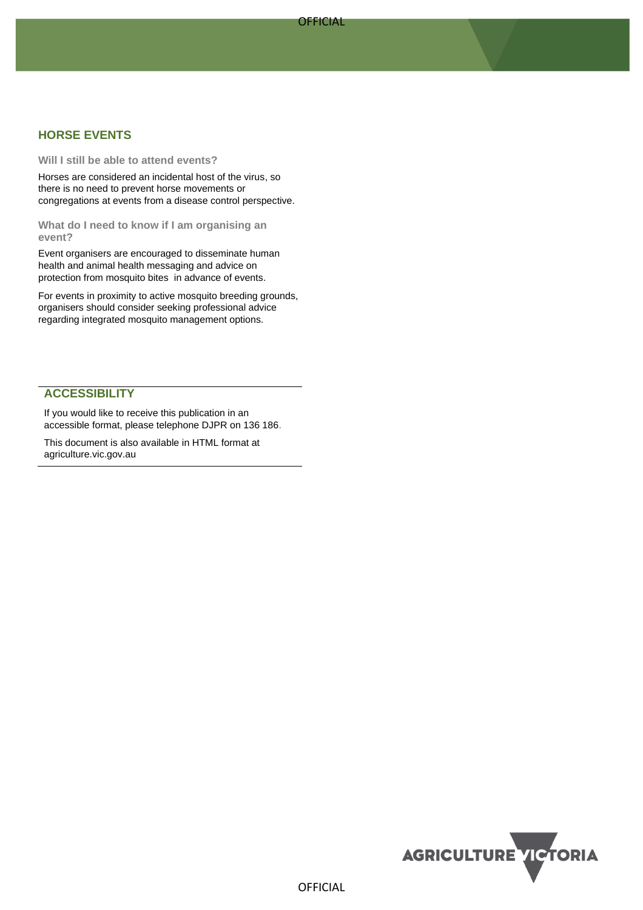## HORSE EVENTS

### Will I still be able to attend events?

Horses are considered an incidental host of the virus, so there is no need to prevent horse movements or congregations at events from a disease control perspective.

### What do I need to know if I am organising an event?

Event organisers are encouraged to disseminate human health and animal health messaging and advice on protection from mosquito bites in advance of events.

For events in proximity to active mosquito breeding grounds, organisers should consider seeking professional advice regarding integrated mosquito management options.

## ACCESSIBILITY

If you would like to receive this publication in an accessible format, please telephone DJPR on 136 186.

This document is also available in HTML format at agriculture.vic.gov.au